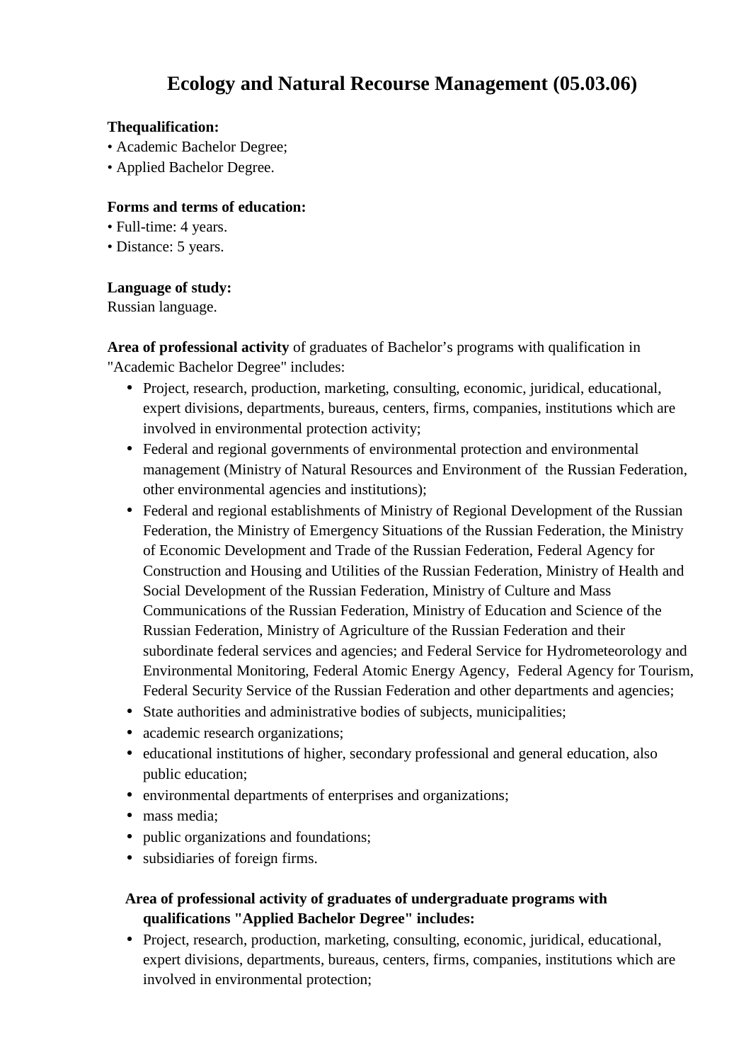# Ecology and Natural Recourse Management (05.03.06)

**Thequalification:**

• Academic Bachelor Degree;

• Applied Bachelor Degree.

**Forms and terms of education:**

• Full-time: 4 years.

• Distance: 5 years.

**Language of study:**

Russian language.

**Area of professional activity** of graduates of Bachelor's programs with qualification in "Academic Bachelor Degree" includes:

- Project, research, production, marketing, consulting, economic, juridical, educational, expert divisions, departments, bureaus, centers, firms, companies, institutions which are involved in environmental protection activity;
- Federal and regional governments of environmental protection and environmental management (Ministry of Natural Resources and Environment of the Russian Federation, other environmental agencies and institutions);
- Federal and regional establishments of Ministry of Regional Development of the Russian Federation, the Ministry of Emergency Situations of the Russian Federation, the Ministry of Economic Development and Trade of the Russian Federation, Federal Agency for Construction and Housing and Utilities of the Russian Federation, Ministry of Health and Social Development of the Russian Federation, Ministry of Culture and Mass Communications of the Russian Federation, Ministry of Education and Science of the Russian Federation, Ministry of Agriculture of the Russian Federation and their subordinate federal services and agencies; and Federal Service for Hydrometeorology and Environmental Monitoring, Federal Atomic Energy Agency, Federal Agency for Tourism, Federal Security Service of the Russian Federation and other departments and agencies;
- State authorities and administrative bodies of subjects, municipalities;
- academic research organizations;
- educational institutions of higher, secondary professional and general education, also public education;
- environmental departments of enterprises and organizations;
- mass media;
- public organizations and foundations;
- subsidiaries of foreign firms.

**Area of professional activity of graduates of undergraduate programs with qualifications "Applied Bachelor Degree" includes:**

- Project, research, production, marketing, consulting, economic, juridical, educational, expert divisions, departments, bureaus, centers, firms, companies, institutions which are involved in environmental protection;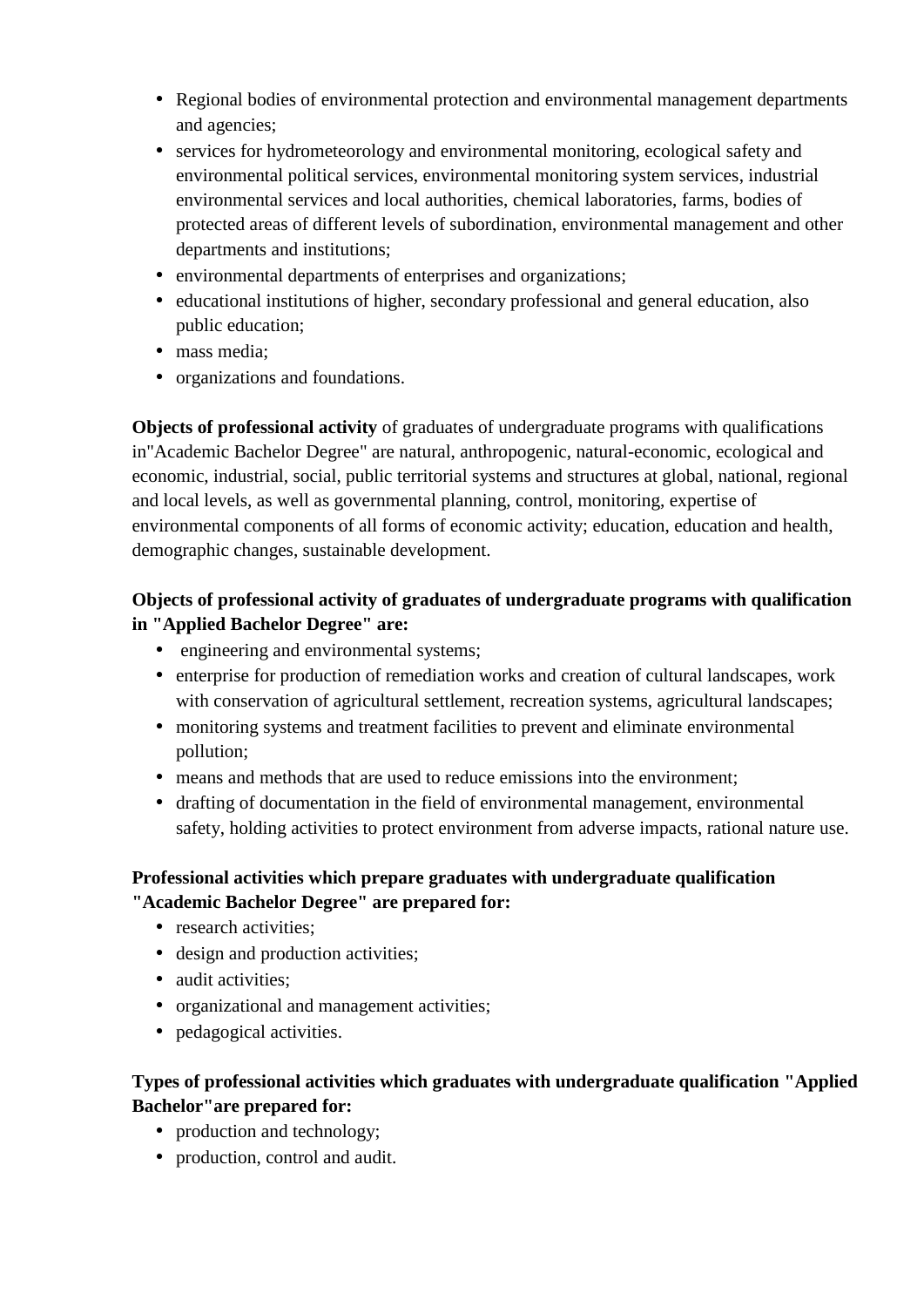- Regional bodies of environmental protection and environmental management departments and agencies;
- services for hydrometeorology and environmental monitoring, ecological safety and environmental political services, environmental monitoring system services, industrial environmental services and local authorities, chemical laboratories, farms, bodies of protected areas of different levels of subordination, environmental management and other departments and institutions;
- environmental departments of enterprises and organizations;
- educational institutions of higher, secondary professional and general education, also public education;
- mass media;
- organizations and foundations.

**Objects of professional activity** of graduates of undergraduate programs with qualifications in"Academic Bachelor Degree" are natural, anthropogenic, natural-economic, ecological and economic, industrial, social, public territorial systems and structures at global, national, regional and local levels, as well as governmental planning, control, monitoring, expertise of environmental components of all forms of economic activity; education, education and health, demographic changes, sustainable development.

**Objects of professional activity of graduates of undergraduate programs with qualification in "Applied Bachelor Degree" are:**

- engineering and environmental systems;
- enterprise for production of remediation works and creation of cultural landscapes, work with conservation of agricultural settlement, recreation systems, agricultural landscapes;
- monitoring systems and treatment facilities to prevent and eliminate environmental pollution;
- means and methods that are used to reduce emissions into the environment;
- drafting of documentation in the field of environmental management, environmental safety, holding activities to protect environment from adverse impacts, rational nature use.

**Professional activities which prepare graduates with undergraduate qualification "Academic Bachelor Degree" are prepared for:**

- research activities;
- design and production activities;
- audit activities;
- organizational and management activities;
- pedagogical activities.

**Types of professional activities which graduates with undergraduate qualification "Applied Bachelor"are prepared for:**

- production and technology;
- production, control and audit.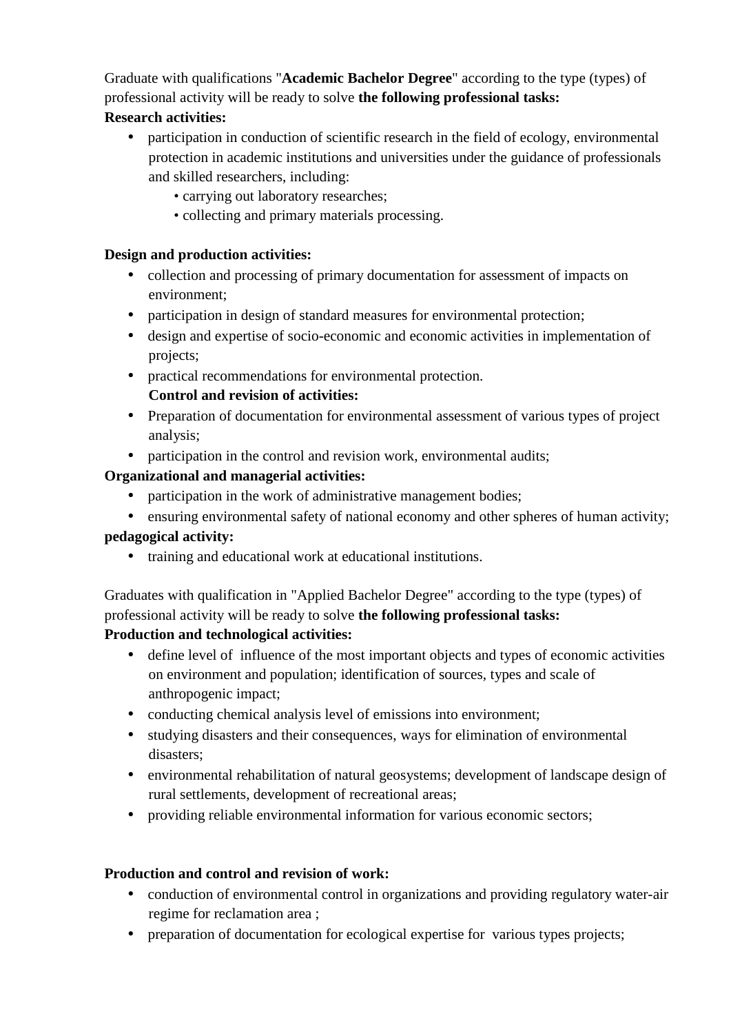Graduate with qualifications "**Academic Bachelor Degree**" according to the type (types) of professional activity will be ready to solve **the following professional tasks:**

**Research activities:**

- participation in conduction of scientific research in the field of ecology, environmental protection in academic institutions and universities under the guidance of professionals and skilled researchers, including:
    - carrying out laboratory researches;
    - collecting and primary materials processing.

**Design and production activities:**

- collection and processing of primary documentation for assessment of impacts on environment;
- participation in design of standard measures for environmental protection;
- design and expertise of socio-economic and economic activities in implementation of projects;
- practical recommendations for environmental protection.

**Control and revision of activities:**

- Preparation of documentation for environmental assessment of various types of project analysis;
- participation in the control and revision work, environmental audits;

**Organizational and managerial activities:**

- participation in the work of administrative management bodies;
- ensuring environmental safety of national economy and other spheres of human activity;

**pedagogical activity:**

- training and educational work at educational institutions.

Graduates with qualification in "Applied Bachelor Degree" according to the type (types) of professional activity will be ready to solve **the following professional tasks:**

**Production and technological activities:**

- define level of influence of the most important objects and types of economic activities on environment and population; identification of sources, types and scale of anthropogenic impact;
- conducting chemical analysis level of emissions into environment;
- studying disasters and their consequences, ways for elimination of environmental disasters;
- environmental rehabilitation of natural geosystems; development of landscape design of rural settlements, development of recreational areas;
- providing reliable environmental information for various economic sectors;

**Production and control and revision of work:**

- conduction of environmental control in organizations and providing regulatory water-air regime for reclamation area ;
- preparation of documentation for ecological expertise for various types projects;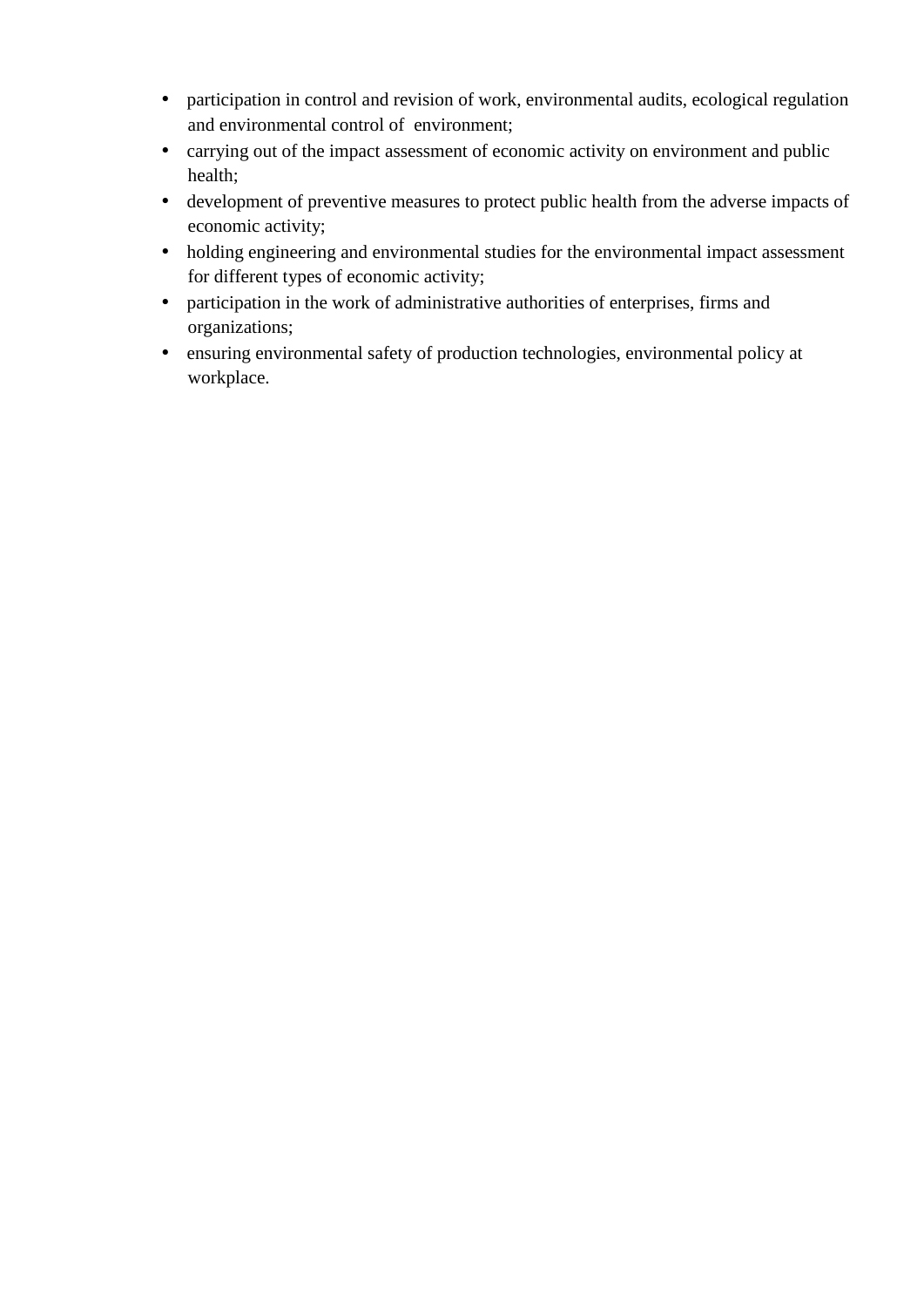- participation in control and revision of work, environmental audits, ecological regulation and environmental control of environment;
- carrying out of the impact assessment of economic activity on environment and public health;
- development of preventive measures to protect public health from the adverse impacts of economic activity;
- holding engineering and environmental studies for the environmental impact assessment for different types of economic activity;
- participation in the work of administrative authorities of enterprises, firms and organizations;
- ensuring environmental safety of production technologies, environmental policy at workplace.